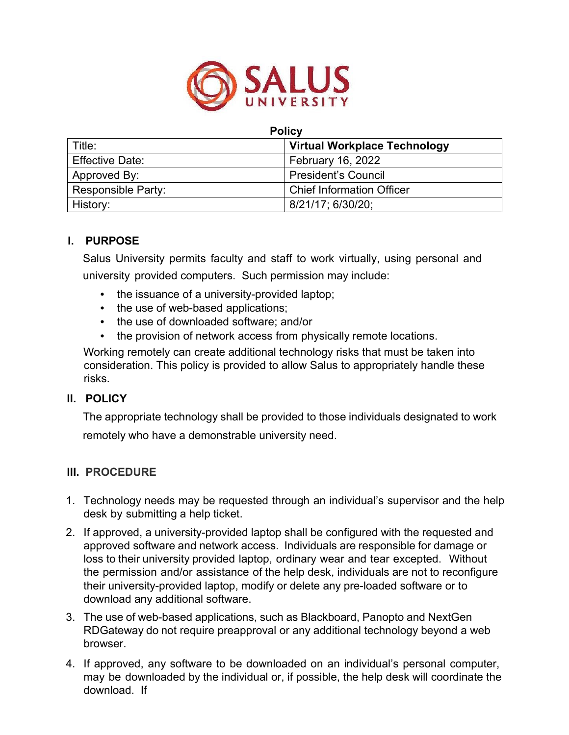**Policy**

| Title: | **Virtual Workplace Technology** |
| --- | --- |
| Effective Date: | February 16, 2022 |
| Approved By: | President's Council |
| Responsible Party: | Chief Information Officer |
| History: | 8/21/17; 6/30/20; |

## I. PURPOSE

Salus University permits faculty and staff to work virtually, using personal and university provided computers. Such permission may include:

- the issuance of a university-provided laptop;
- the use of web-based applications;
- the use of downloaded software; and/or
- the provision of network access from physically remote locations.

Working remotely can create additional technology risks that must be taken into consideration. This policy is provided to allow Salus to appropriately handle these risks.

## II. POLICY

The appropriate technology shall be provided to those individuals designated to work remotely who have a demonstrable university need.

## III. PROCEDURE

1. Technology needs may be requested through an individual's supervisor and the help desk by submitting a help ticket.
2. If approved, a university-provided laptop shall be configured with the requested and approved software and network access. Individuals are responsible for damage or loss to their university provided laptop, ordinary wear and tear excepted. Without the permission and/or assistance of the help desk, individuals are not to reconfigure their university-provided laptop, modify or delete any pre-loaded software or to download any additional software.
3. The use of web-based applications, such as Blackboard, Panopto and NextGen RDGateway do not require preapproval or any additional technology beyond a web browser.
4. If approved, any software to be downloaded on an individual's personal computer, may be downloaded by the individual or, if possible, the help desk will coordinate the download. If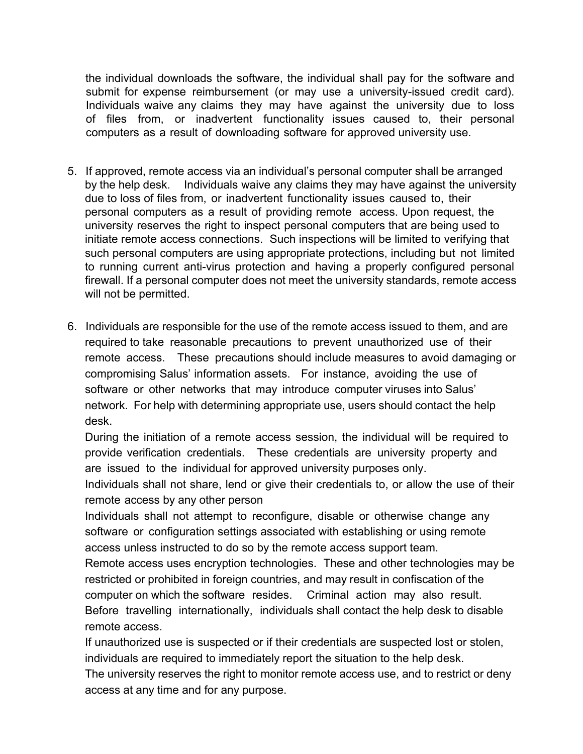the individual downloads the software, the individual shall pay for the software and submit for expense reimbursement (or may use a university-issued credit card). Individuals waive any claims they may have against the university due to loss of files from, or inadvertent functionality issues caused to, their personal computers as a result of downloading software for approved university use.

5. If approved, remote access via an individual's personal computer shall be arranged by the help desk. Individuals waive any claims they may have against the university due to loss of files from, or inadvertent functionality issues caused to, their personal computers as a result of providing remote access. Upon request, the university reserves the right to inspect personal computers that are being used to initiate remote access connections. Such inspections will be limited to verifying that such personal computers are using appropriate protections, including but not limited to running current anti-virus protection and having a properly configured personal firewall. If a personal computer does not meet the university standards, remote access will not be permitted.

6. Individuals are responsible for the use of the remote access issued to them, and are required to take reasonable precautions to prevent unauthorized use of their remote access. These precautions should include measures to avoid damaging or compromising Salus' information assets. For instance, avoiding the use of software or other networks that may introduce computer viruses into Salus' network. For help with determining appropriate use, users should contact the help desk.
   During the initiation of a remote access session, the individual will be required to provide verification credentials. These credentials are university property and are issued to the individual for approved university purposes only.
   Individuals shall not share, lend or give their credentials to, or allow the use of their remote access by any other person
   Individuals shall not attempt to reconfigure, disable or otherwise change any software or configuration settings associated with establishing or using remote access unless instructed to do so by the remote access support team.
   Remote access uses encryption technologies. These and other technologies may be restricted or prohibited in foreign countries, and may result in confiscation of the computer on which the software resides. Criminal action may also result. Before travelling internationally, individuals shall contact the help desk to disable remote access.
   If unauthorized use is suspected or if their credentials are suspected lost or stolen, individuals are required to immediately report the situation to the help desk.
   The university reserves the right to monitor remote access use, and to restrict or deny access at any time and for any purpose.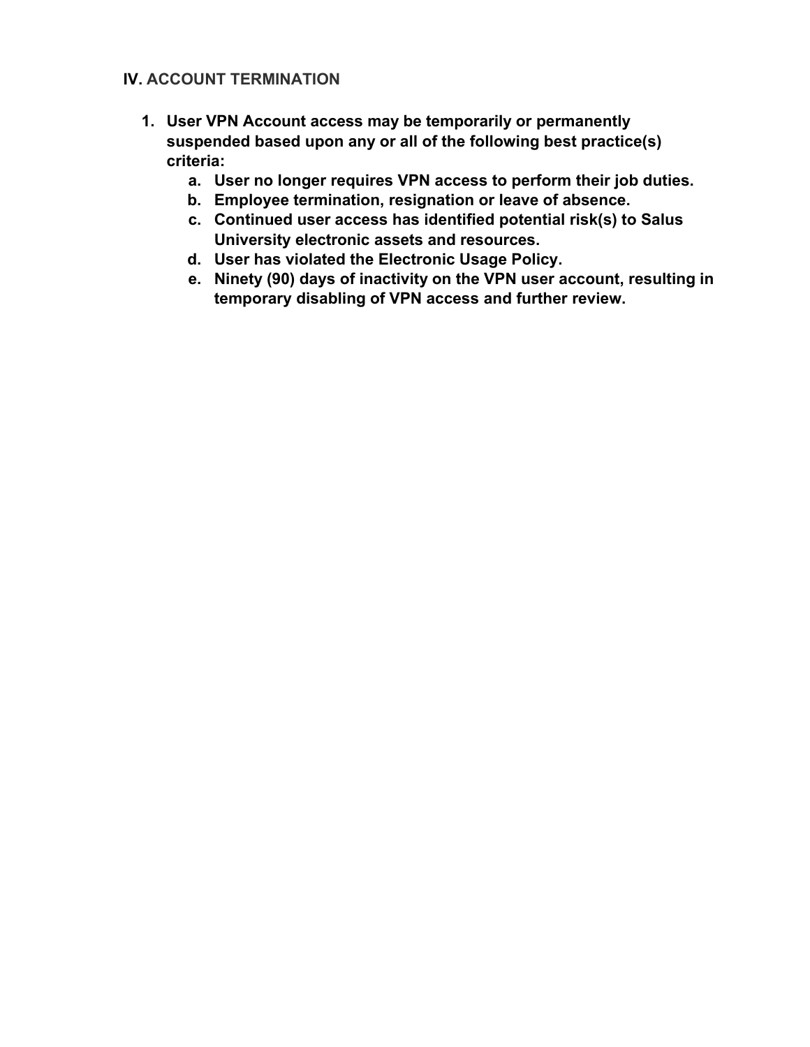## IV. ACCOUNT TERMINATION

1. **User VPN Account access may be temporarily or permanently suspended based upon any or all of the following best practice(s) criteria:**
   a. **User no longer requires VPN access to perform their job duties.**
   b. **Employee termination, resignation or leave of absence.**
   c. **Continued user access has identified potential risk(s) to Salus University electronic assets and resources.**
   d. **User has violated the Electronic Usage Policy.**
   e. **Ninety (90) days of inactivity on the VPN user account, resulting in temporary disabling of VPN access and further review.**